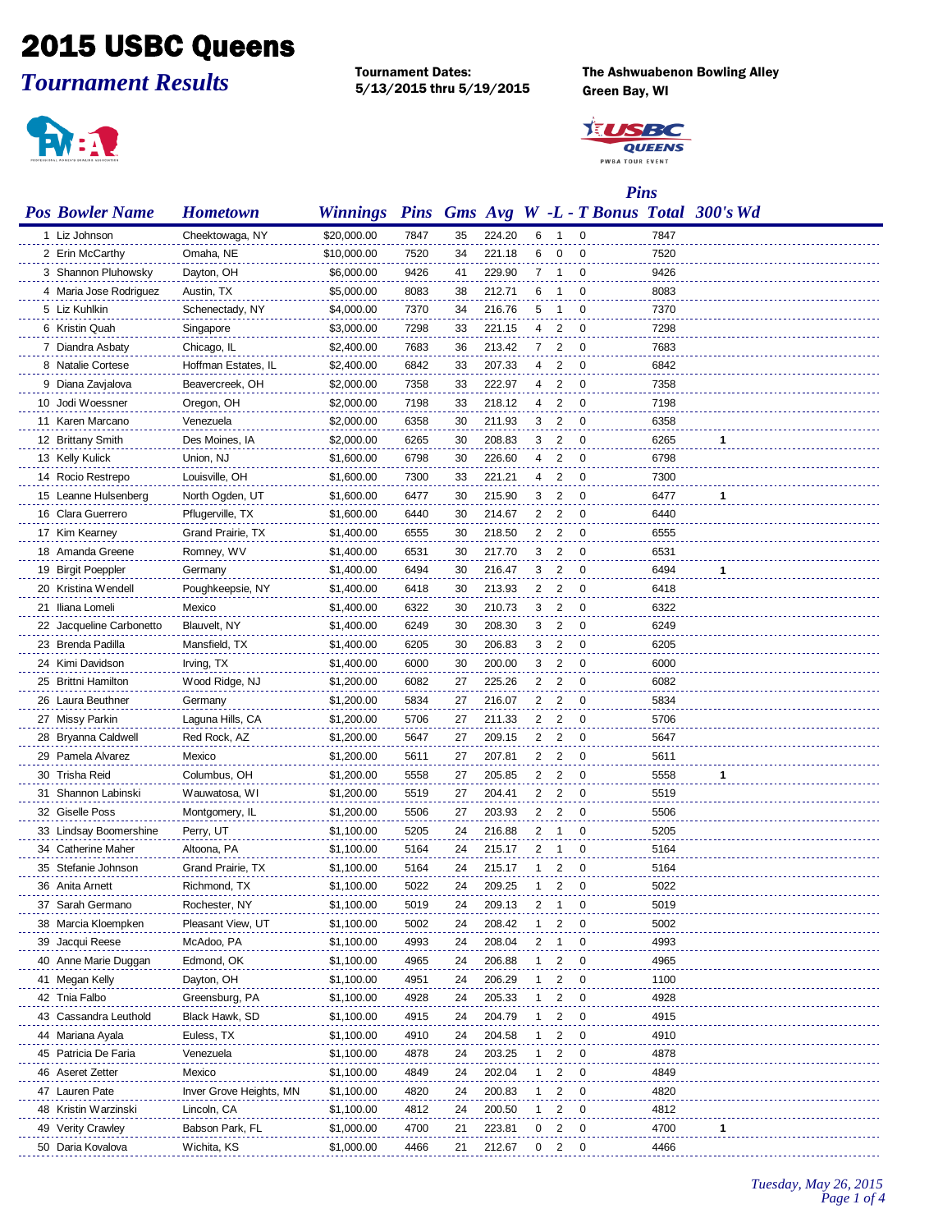# 2015 USBC Queens

## *Tournament Results*

**Tournament Dates:**
**5/13/2015 thru 5/19/2015**

**The Ashwuabenon Bowling Alley**
**Green Bay, WI**

| Pos | Bowler Name | Hometown | Winnings | Pins | Gms | Avg | W | -L | - T | Bonus | Pins Total | 300's | Wd |
|---|---|---|---|---|---|---|---|---|---|---|---|---|---|
| 1 | Liz Johnson | Cheektowaga, NY | $20,000.00 | 7847 | 35 | 224.20 | 6 | 1 | 0 | | 7847 | | |
| 2 | Erin McCarthy | Omaha, NE | $10,000.00 | 7520 | 34 | 221.18 | 6 | 0 | 0 | | 7520 | | |
| 3 | Shannon Pluhowsky | Dayton, OH | $6,000.00 | 9426 | 41 | 229.90 | 7 | 1 | 0 | | 9426 | | |
| 4 | Maria Jose Rodriguez | Austin, TX | $5,000.00 | 8083 | 38 | 212.71 | 6 | 1 | 0 | | 8083 | | |
| 5 | Liz Kuhlkin | Schenectady, NY | $4,000.00 | 7370 | 34 | 216.76 | 5 | 1 | 0 | | 7370 | | |
| 6 | Kristin Quah | Singapore | $3,000.00 | 7298 | 33 | 221.15 | 4 | 2 | 0 | | 7298 | | |
| 7 | Diandra Asbaty | Chicago, IL | $2,400.00 | 7683 | 36 | 213.42 | 7 | 2 | 0 | | 7683 | | |
| 8 | Natalie Cortese | Hoffman Estates, IL | $2,400.00 | 6842 | 33 | 207.33 | 4 | 2 | 0 | | 6842 | | |
| 9 | Diana Zavjalova | Beavercreek, OH | $2,000.00 | 7358 | 33 | 222.97 | 4 | 2 | 0 | | 7358 | | |
| 10 | Jodi Woessner | Oregon, OH | $2,000.00 | 7198 | 33 | 218.12 | 4 | 2 | 0 | | 7198 | | |
| 11 | Karen Marcano | Venezuela | $2,000.00 | 6358 | 30 | 211.93 | 3 | 2 | 0 | | 6358 | | |
| 12 | Brittany Smith | Des Moines, IA | $2,000.00 | 6265 | 30 | 208.83 | 3 | 2 | 0 | | 6265 | 1 | |
| 13 | Kelly Kulick | Union, NJ | $1,600.00 | 6798 | 30 | 226.60 | 4 | 2 | 0 | | 6798 | | |
| 14 | Rocio Restrepo | Louisville, OH | $1,600.00 | 7300 | 33 | 221.21 | 4 | 2 | 0 | | 7300 | | |
| 15 | Leanne Hulsenberg | North Ogden, UT | $1,600.00 | 6477 | 30 | 215.90 | 3 | 2 | 0 | | 6477 | 1 | |
| 16 | Clara Guerrero | Pflugerville, TX | $1,600.00 | 6440 | 30 | 214.67 | 2 | 2 | 0 | | 6440 | | |
| 17 | Kim Kearney | Grand Prairie, TX | $1,400.00 | 6555 | 30 | 218.50 | 2 | 2 | 0 | | 6555 | | |
| 18 | Amanda Greene | Romney, WV | $1,400.00 | 6531 | 30 | 217.70 | 3 | 2 | 0 | | 6531 | | |
| 19 | Birgit Poeppler | Germany | $1,400.00 | 6494 | 30 | 216.47 | 3 | 2 | 0 | | 6494 | 1 | |
| 20 | Kristina Wendell | Poughkeepsie, NY | $1,400.00 | 6418 | 30 | 213.93 | 2 | 2 | 0 | | 6418 | | |
| 21 | Iliana Lomeli | Mexico | $1,400.00 | 6322 | 30 | 210.73 | 3 | 2 | 0 | | 6322 | | |
| 22 | Jacqueline Carbonetto | Blauvelt, NY | $1,400.00 | 6249 | 30 | 208.30 | 3 | 2 | 0 | | 6249 | | |
| 23 | Brenda Padilla | Mansfield, TX | $1,400.00 | 6205 | 30 | 206.83 | 3 | 2 | 0 | | 6205 | | |
| 24 | Kimi Davidson | Irving, TX | $1,400.00 | 6000 | 30 | 200.00 | 3 | 2 | 0 | | 6000 | | |
| 25 | Brittni Hamilton | Wood Ridge, NJ | $1,200.00 | 6082 | 27 | 225.26 | 2 | 2 | 0 | | 6082 | | |
| 26 | Laura Beuthner | Germany | $1,200.00 | 5834 | 27 | 216.07 | 2 | 2 | 0 | | 5834 | | |
| 27 | Missy Parkin | Laguna Hills, CA | $1,200.00 | 5706 | 27 | 211.33 | 2 | 2 | 0 | | 5706 | | |
| 28 | Bryanna Caldwell | Red Rock, AZ | $1,200.00 | 5647 | 27 | 209.15 | 2 | 2 | 0 | | 5647 | | |
| 29 | Pamela Alvarez | Mexico | $1,200.00 | 5611 | 27 | 207.81 | 2 | 2 | 0 | | 5611 | | |
| 30 | Trisha Reid | Columbus, OH | $1,200.00 | 5558 | 27 | 205.85 | 2 | 2 | 0 | | 5558 | 1 | |
| 31 | Shannon Labinski | Wauwatosa, WI | $1,200.00 | 5519 | 27 | 204.41 | 2 | 2 | 0 | | 5519 | | |
| 32 | Giselle Poss | Montgomery, IL | $1,200.00 | 5506 | 27 | 203.93 | 2 | 2 | 0 | | 5506 | | |
| 33 | Lindsay Boomershine | Perry, UT | $1,100.00 | 5205 | 24 | 216.88 | 2 | 1 | 0 | | 5205 | | |
| 34 | Catherine Maher | Altoona, PA | $1,100.00 | 5164 | 24 | 215.17 | 2 | 1 | 0 | | 5164 | | |
| 35 | Stefanie Johnson | Grand Prairie, TX | $1,100.00 | 5164 | 24 | 215.17 | 1 | 2 | 0 | | 5164 | | |
| 36 | Anita Arnett | Richmond, TX | $1,100.00 | 5022 | 24 | 209.25 | 1 | 2 | 0 | | 5022 | | |
| 37 | Sarah Germano | Rochester, NY | $1,100.00 | 5019 | 24 | 209.13 | 2 | 1 | 0 | | 5019 | | |
| 38 | Marcia Kloempken | Pleasant View, UT | $1,100.00 | 5002 | 24 | 208.42 | 1 | 2 | 0 | | 5002 | | |
| 39 | Jacqui Reese | McAdoo, PA | $1,100.00 | 4993 | 24 | 208.04 | 2 | 1 | 0 | | 4993 | | |
| 40 | Anne Marie Duggan | Edmond, OK | $1,100.00 | 4965 | 24 | 206.88 | 1 | 2 | 0 | | 4965 | | |
| 41 | Megan Kelly | Dayton, OH | $1,100.00 | 4951 | 24 | 206.29 | 1 | 2 | 0 | | 1100 | | |
| 42 | Tnia Falbo | Greensburg, PA | $1,100.00 | 4928 | 24 | 205.33 | 1 | 2 | 0 | | 4928 | | |
| 43 | Cassandra Leuthold | Black Hawk, SD | $1,100.00 | 4915 | 24 | 204.79 | 1 | 2 | 0 | | 4915 | | |
| 44 | Mariana Ayala | Euless, TX | $1,100.00 | 4910 | 24 | 204.58 | 1 | 2 | 0 | | 4910 | | |
| 45 | Patricia De Faria | Venezuela | $1,100.00 | 4878 | 24 | 203.25 | 1 | 2 | 0 | | 4878 | | |
| 46 | Aseret Zetter | Mexico | $1,100.00 | 4849 | 24 | 202.04 | 1 | 2 | 0 | | 4849 | | |
| 47 | Lauren Pate | Inver Grove Heights, MN | $1,100.00 | 4820 | 24 | 200.83 | 1 | 2 | 0 | | 4820 | | |
| 48 | Kristin Warzinski | Lincoln, CA | $1,100.00 | 4812 | 24 | 200.50 | 1 | 2 | 0 | | 4812 | | |
| 49 | Verity Crawley | Babson Park, FL | $1,000.00 | 4700 | 21 | 223.81 | 0 | 2 | 0 | | 4700 | 1 | |
| 50 | Daria Kovalova | Wichita, KS | $1,000.00 | 4466 | 21 | 212.67 | 0 | 2 | 0 | | 4466 | | |

*Tuesday, May 26, 2015*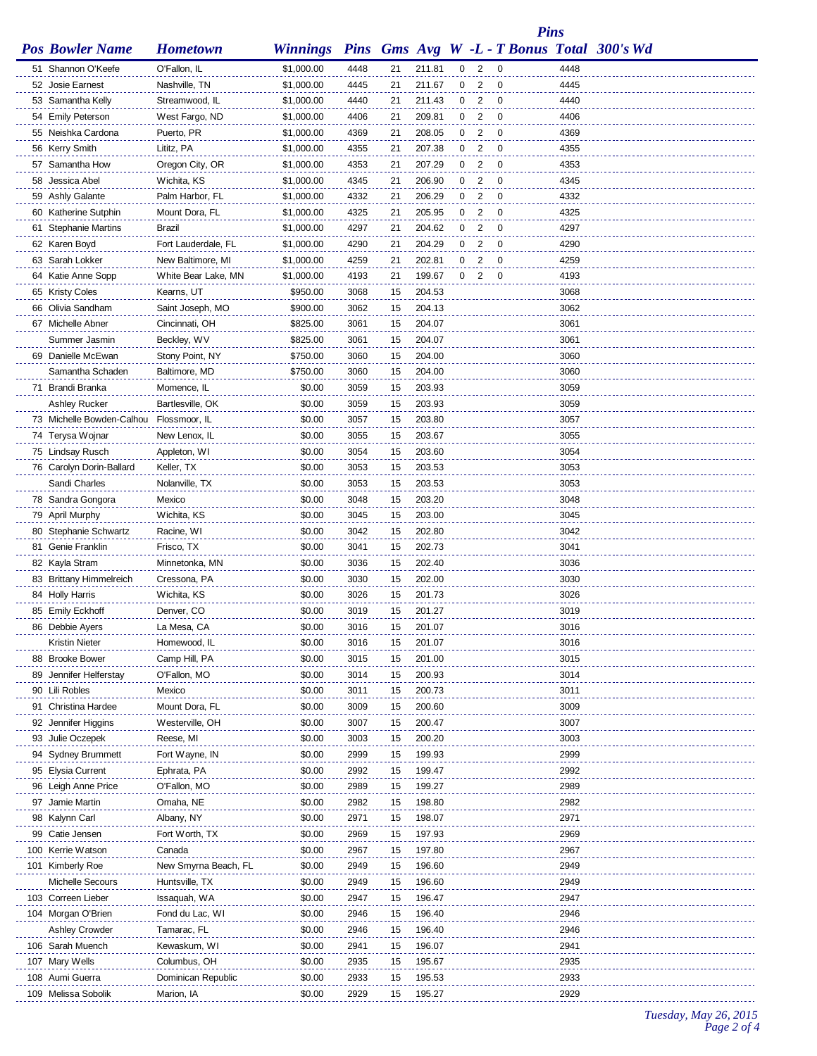| Pos | Bowler Name | Hometown | Winnings | Pins | Gms | Avg | W | -L - | T | Pins Bonus | Total | 300's | Wd |
|---|---|---|---|---|---|---|---|---|---|---|---|---|---|
| 51 | Shannon O'Keefe | O'Fallon, IL | $1,000.00 | 4448 | 21 | 211.81 | 0 | 2 | 0 | | 4448 | | |
| 52 | Josie Earnest | Nashville, TN | $1,000.00 | 4445 | 21 | 211.67 | 0 | 2 | 0 | | 4445 | | |
| 53 | Samantha Kelly | Streamwood, IL | $1,000.00 | 4440 | 21 | 211.43 | 0 | 2 | 0 | | 4440 | | |
| 54 | Emily Peterson | West Fargo, ND | $1,000.00 | 4406 | 21 | 209.81 | 0 | 2 | 0 | | 4406 | | |
| 55 | Neishka Cardona | Puerto, PR | $1,000.00 | 4369 | 21 | 208.05 | 0 | 2 | 0 | | 4369 | | |
| 56 | Kerry Smith | Lititz, PA | $1,000.00 | 4355 | 21 | 207.38 | 0 | 2 | 0 | | 4355 | | |
| 57 | Samantha How | Oregon City, OR | $1,000.00 | 4353 | 21 | 207.29 | 0 | 2 | 0 | | 4353 | | |
| 58 | Jessica Abel | Wichita, KS | $1,000.00 | 4345 | 21 | 206.90 | 0 | 2 | 0 | | 4345 | | |
| 59 | Ashly Galante | Palm Harbor, FL | $1,000.00 | 4332 | 21 | 206.29 | 0 | 2 | 0 | | 4332 | | |
| 60 | Katherine Sutphin | Mount Dora, FL | $1,000.00 | 4325 | 21 | 205.95 | 0 | 2 | 0 | | 4325 | | |
| 61 | Stephanie Martins | Brazil | $1,000.00 | 4297 | 21 | 204.62 | 0 | 2 | 0 | | 4297 | | |
| 62 | Karen Boyd | Fort Lauderdale, FL | $1,000.00 | 4290 | 21 | 204.29 | 0 | 2 | 0 | | 4290 | | |
| 63 | Sarah Lokker | New Baltimore, MI | $1,000.00 | 4259 | 21 | 202.81 | 0 | 2 | 0 | | 4259 | | |
| 64 | Katie Anne Sopp | White Bear Lake, MN | $1,000.00 | 4193 | 21 | 199.67 | 0 | 2 | 0 | | 4193 | | |
| 65 | Kristy Coles | Kearns, UT | $950.00 | 3068 | 15 | 204.53 | | | | | 3068 | | |
| 66 | Olivia Sandham | Saint Joseph, MO | $900.00 | 3062 | 15 | 204.13 | | | | | 3062 | | |
| 67 | Michelle Abner | Cincinnati, OH | $825.00 | 3061 | 15 | 204.07 | | | | | 3061 | | |
| | Summer Jasmin | Beckley, WV | $825.00 | 3061 | 15 | 204.07 | | | | | 3061 | | |
| 69 | Danielle McEwan | Stony Point, NY | $750.00 | 3060 | 15 | 204.00 | | | | | 3060 | | |
| | Samantha Schaden | Baltimore, MD | $750.00 | 3060 | 15 | 204.00 | | | | | 3060 | | |
| 71 | Brandi Branka | Momence, IL | $0.00 | 3059 | 15 | 203.93 | | | | | 3059 | | |
| | Ashley Rucker | Bartlesville, OK | $0.00 | 3059 | 15 | 203.93 | | | | | 3059 | | |
| 73 | Michelle Bowden-Calhou | Flossmoor, IL | $0.00 | 3057 | 15 | 203.80 | | | | | 3057 | | |
| 74 | Terysa Wojnar | New Lenox, IL | $0.00 | 3055 | 15 | 203.67 | | | | | 3055 | | |
| 75 | Lindsay Rusch | Appleton, WI | $0.00 | 3054 | 15 | 203.60 | | | | | 3054 | | |
| 76 | Carolyn Dorin-Ballard | Keller, TX | $0.00 | 3053 | 15 | 203.53 | | | | | 3053 | | |
| | Sandi Charles | Nolanville, TX | $0.00 | 3053 | 15 | 203.53 | | | | | 3053 | | |
| 78 | Sandra Gongora | Mexico | $0.00 | 3048 | 15 | 203.20 | | | | | 3048 | | |
| 79 | April Murphy | Wichita, KS | $0.00 | 3045 | 15 | 203.00 | | | | | 3045 | | |
| 80 | Stephanie Schwartz | Racine, WI | $0.00 | 3042 | 15 | 202.80 | | | | | 3042 | | |
| 81 | Genie Franklin | Frisco, TX | $0.00 | 3041 | 15 | 202.73 | | | | | 3041 | | |
| 82 | Kayla Stram | Minnetonka, MN | $0.00 | 3036 | 15 | 202.40 | | | | | 3036 | | |
| 83 | Brittany Himmelreich | Cressona, PA | $0.00 | 3030 | 15 | 202.00 | | | | | 3030 | | |
| 84 | Holly Harris | Wichita, KS | $0.00 | 3026 | 15 | 201.73 | | | | | 3026 | | |
| 85 | Emily Eckhoff | Denver, CO | $0.00 | 3019 | 15 | 201.27 | | | | | 3019 | | |
| 86 | Debbie Ayers | La Mesa, CA | $0.00 | 3016 | 15 | 201.07 | | | | | 3016 | | |
| | Kristin Nieter | Homewood, IL | $0.00 | 3016 | 15 | 201.07 | | | | | 3016 | | |
| 88 | Brooke Bower | Camp Hill, PA | $0.00 | 3015 | 15 | 201.00 | | | | | 3015 | | |
| 89 | Jennifer Helferstay | O'Fallon, MO | $0.00 | 3014 | 15 | 200.93 | | | | | 3014 | | |
| 90 | Lili Robles | Mexico | $0.00 | 3011 | 15 | 200.73 | | | | | 3011 | | |
| 91 | Christina Hardee | Mount Dora, FL | $0.00 | 3009 | 15 | 200.60 | | | | | 3009 | | |
| 92 | Jennifer Higgins | Westerville, OH | $0.00 | 3007 | 15 | 200.47 | | | | | 3007 | | |
| 93 | Julie Oczepek | Reese, MI | $0.00 | 3003 | 15 | 200.20 | | | | | 3003 | | |
| 94 | Sydney Brummett | Fort Wayne, IN | $0.00 | 2999 | 15 | 199.93 | | | | | 2999 | | |
| 95 | Elysia Current | Ephrata, PA | $0.00 | 2992 | 15 | 199.47 | | | | | 2992 | | |
| 96 | Leigh Anne Price | O'Fallon, MO | $0.00 | 2989 | 15 | 199.27 | | | | | 2989 | | |
| 97 | Jamie Martin | Omaha, NE | $0.00 | 2982 | 15 | 198.80 | | | | | 2982 | | |
| 98 | Kalynn Carl | Albany, NY | $0.00 | 2971 | 15 | 198.07 | | | | | 2971 | | |
| 99 | Catie Jensen | Fort Worth, TX | $0.00 | 2969 | 15 | 197.93 | | | | | 2969 | | |
| 100 | Kerrie Watson | Canada | $0.00 | 2967 | 15 | 197.80 | | | | | 2967 | | |
| 101 | Kimberly Roe | New Smyrna Beach, FL | $0.00 | 2949 | 15 | 196.60 | | | | | 2949 | | |
| | Michelle Secours | Huntsville, TX | $0.00 | 2949 | 15 | 196.60 | | | | | 2949 | | |
| 103 | Correen Lieber | Issaquah, WA | $0.00 | 2947 | 15 | 196.47 | | | | | 2947 | | |
| 104 | Morgan O'Brien | Fond du Lac, WI | $0.00 | 2946 | 15 | 196.40 | | | | | 2946 | | |
| | Ashley Crowder | Tamarac, FL | $0.00 | 2946 | 15 | 196.40 | | | | | 2946 | | |
| 106 | Sarah Muench | Kewaskum, WI | $0.00 | 2941 | 15 | 196.07 | | | | | 2941 | | |
| 107 | Mary Wells | Columbus, OH | $0.00 | 2935 | 15 | 195.67 | | | | | 2935 | | |
| 108 | Aumi Guerra | Dominican Republic | $0.00 | 2933 | 15 | 195.53 | | | | | 2933 | | |
| 109 | Melissa Sobolik | Marion, IA | $0.00 | 2929 | 15 | 195.27 | | | | | 2929 | | |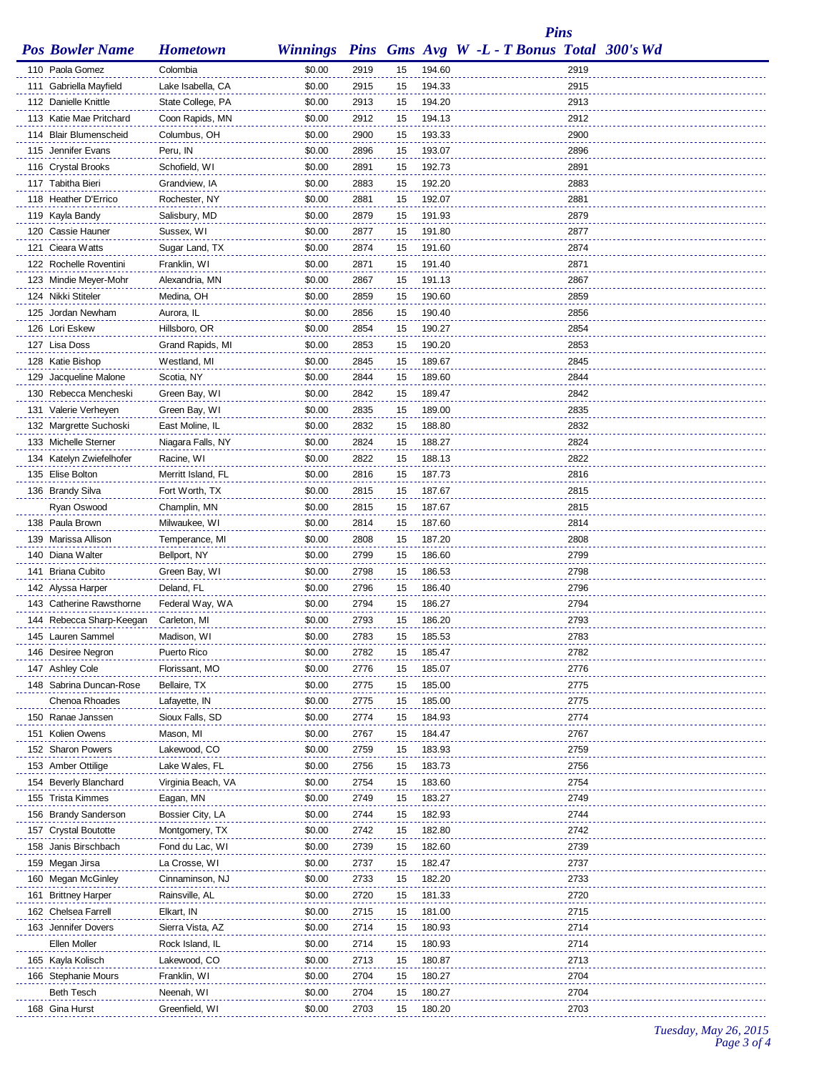| Pos | Bowler Name | Hometown | Winnings | Pins | Gms | Avg | W -L - T | Pins Bonus | Total | 300's | Wd |
|---|---|---|---|---|---|---|---|---|---|---|---|
| 110 | Paola Gomez | Colombia | $0.00 | 2919 | 15 | 194.60 | | | 2919 | | |
| 111 | Gabriella Mayfield | Lake Isabella, CA | $0.00 | 2915 | 15 | 194.33 | | | 2915 | | |
| 112 | Danielle Knittle | State College, PA | $0.00 | 2913 | 15 | 194.20 | | | 2913 | | |
| 113 | Katie Mae Pritchard | Coon Rapids, MN | $0.00 | 2912 | 15 | 194.13 | | | 2912 | | |
| 114 | Blair Blumenscheid | Columbus, OH | $0.00 | 2900 | 15 | 193.33 | | | 2900 | | |
| 115 | Jennifer Evans | Peru, IN | $0.00 | 2896 | 15 | 193.07 | | | 2896 | | |
| 116 | Crystal Brooks | Schofield, WI | $0.00 | 2891 | 15 | 192.73 | | | 2891 | | |
| 117 | Tabitha Bieri | Grandview, IA | $0.00 | 2883 | 15 | 192.20 | | | 2883 | | |
| 118 | Heather D'Errico | Rochester, NY | $0.00 | 2881 | 15 | 192.07 | | | 2881 | | |
| 119 | Kayla Bandy | Salisbury, MD | $0.00 | 2879 | 15 | 191.93 | | | 2879 | | |
| 120 | Cassie Hauner | Sussex, WI | $0.00 | 2877 | 15 | 191.80 | | | 2877 | | |
| 121 | Cieara Watts | Sugar Land, TX | $0.00 | 2874 | 15 | 191.60 | | | 2874 | | |
| 122 | Rochelle Roventini | Franklin, WI | $0.00 | 2871 | 15 | 191.40 | | | 2871 | | |
| 123 | Mindie Meyer-Mohr | Alexandria, MN | $0.00 | 2867 | 15 | 191.13 | | | 2867 | | |
| 124 | Nikki Stiteler | Medina, OH | $0.00 | 2859 | 15 | 190.60 | | | 2859 | | |
| 125 | Jordan Newham | Aurora, IL | $0.00 | 2856 | 15 | 190.40 | | | 2856 | | |
| 126 | Lori Eskew | Hillsboro, OR | $0.00 | 2854 | 15 | 190.27 | | | 2854 | | |
| 127 | Lisa Doss | Grand Rapids, MI | $0.00 | 2853 | 15 | 190.20 | | | 2853 | | |
| 128 | Katie Bishop | Westland, MI | $0.00 | 2845 | 15 | 189.67 | | | 2845 | | |
| 129 | Jacqueline Malone | Scotia, NY | $0.00 | 2844 | 15 | 189.60 | | | 2844 | | |
| 130 | Rebecca Mencheski | Green Bay, WI | $0.00 | 2842 | 15 | 189.47 | | | 2842 | | |
| 131 | Valerie Verheyen | Green Bay, WI | $0.00 | 2835 | 15 | 189.00 | | | 2835 | | |
| 132 | Margrette Suchoski | East Moline, IL | $0.00 | 2832 | 15 | 188.80 | | | 2832 | | |
| 133 | Michelle Sterner | Niagara Falls, NY | $0.00 | 2824 | 15 | 188.27 | | | 2824 | | |
| 134 | Katelyn Zwiefelhofer | Racine, WI | $0.00 | 2822 | 15 | 188.13 | | | 2822 | | |
| 135 | Elise Bolton | Merritt Island, FL | $0.00 | 2816 | 15 | 187.73 | | | 2816 | | |
| 136 | Brandy Silva | Fort Worth, TX | $0.00 | 2815 | 15 | 187.67 | | | 2815 | | |
| | Ryan Oswood | Champlin, MN | $0.00 | 2815 | 15 | 187.67 | | | 2815 | | |
| 138 | Paula Brown | Milwaukee, WI | $0.00 | 2814 | 15 | 187.60 | | | 2814 | | |
| 139 | Marissa Allison | Temperance, MI | $0.00 | 2808 | 15 | 187.20 | | | 2808 | | |
| 140 | Diana Walter | Bellport, NY | $0.00 | 2799 | 15 | 186.60 | | | 2799 | | |
| 141 | Briana Cubito | Green Bay, WI | $0.00 | 2798 | 15 | 186.53 | | | 2798 | | |
| 142 | Alyssa Harper | Deland, FL | $0.00 | 2796 | 15 | 186.40 | | | 2796 | | |
| 143 | Catherine Rawsthorne | Federal Way, WA | $0.00 | 2794 | 15 | 186.27 | | | 2794 | | |
| 144 | Rebecca Sharp-Keegan | Carleton, MI | $0.00 | 2793 | 15 | 186.20 | | | 2793 | | |
| 145 | Lauren Sammel | Madison, WI | $0.00 | 2783 | 15 | 185.53 | | | 2783 | | |
| 146 | Desiree Negron | Puerto Rico | $0.00 | 2782 | 15 | 185.47 | | | 2782 | | |
| 147 | Ashley Cole | Florissant, MO | $0.00 | 2776 | 15 | 185.07 | | | 2776 | | |
| 148 | Sabrina Duncan-Rose | Bellaire, TX | $0.00 | 2775 | 15 | 185.00 | | | 2775 | | |
| | Chenoa Rhoades | Lafayette, IN | $0.00 | 2775 | 15 | 185.00 | | | 2775 | | |
| 150 | Ranae Janssen | Sioux Falls, SD | $0.00 | 2774 | 15 | 184.93 | | | 2774 | | |
| 151 | Kolien Owens | Mason, MI | $0.00 | 2767 | 15 | 184.47 | | | 2767 | | |
| 152 | Sharon Powers | Lakewood, CO | $0.00 | 2759 | 15 | 183.93 | | | 2759 | | |
| 153 | Amber Ottilige | Lake Wales, FL | $0.00 | 2756 | 15 | 183.73 | | | 2756 | | |
| 154 | Beverly Blanchard | Virginia Beach, VA | $0.00 | 2754 | 15 | 183.60 | | | 2754 | | |
| 155 | Trista Kimmes | Eagan, MN | $0.00 | 2749 | 15 | 183.27 | | | 2749 | | |
| 156 | Brandy Sanderson | Bossier City, LA | $0.00 | 2744 | 15 | 182.93 | | | 2744 | | |
| 157 | Crystal Boutotte | Montgomery, TX | $0.00 | 2742 | 15 | 182.80 | | | 2742 | | |
| 158 | Janis Birschbach | Fond du Lac, WI | $0.00 | 2739 | 15 | 182.60 | | | 2739 | | |
| 159 | Megan Jirsa | La Crosse, WI | $0.00 | 2737 | 15 | 182.47 | | | 2737 | | |
| 160 | Megan McGinley | Cinnaminson, NJ | $0.00 | 2733 | 15 | 182.20 | | | 2733 | | |
| 161 | Brittney Harper | Rainsville, AL | $0.00 | 2720 | 15 | 181.33 | | | 2720 | | |
| 162 | Chelsea Farrell | Elkart, IN | $0.00 | 2715 | 15 | 181.00 | | | 2715 | | |
| 163 | Jennifer Dovers | Sierra Vista, AZ | $0.00 | 2714 | 15 | 180.93 | | | 2714 | | |
| | Ellen Moller | Rock Island, IL | $0.00 | 2714 | 15 | 180.93 | | | 2714 | | |
| 165 | Kayla Kolisch | Lakewood, CO | $0.00 | 2713 | 15 | 180.87 | | | 2713 | | |
| 166 | Stephanie Mours | Franklin, WI | $0.00 | 2704 | 15 | 180.27 | | | 2704 | | |
| | Beth Tesch | Neenah, WI | $0.00 | 2704 | 15 | 180.27 | | | 2704 | | |
| 168 | Gina Hurst | Greenfield, WI | $0.00 | 2703 | 15 | 180.20 | | | 2703 | | |

*Tuesday, May 26, 2015*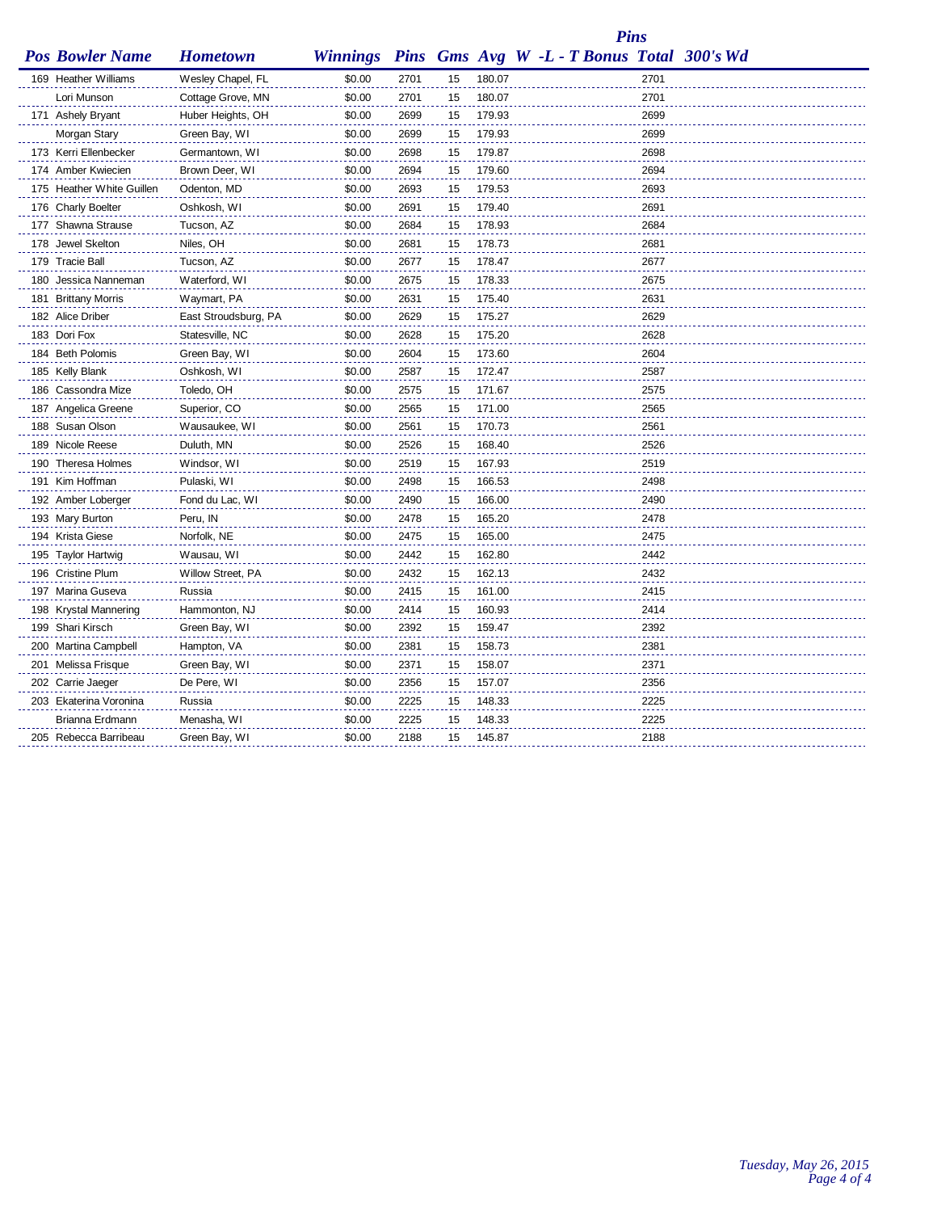| Pos | Bowler Name | Hometown | Winnings | Pins | Gms | Avg | W -L - T | Bonus | Pins Total | 300's | Wd |
|---|---|---|---|---|---|---|---|---|---|---|---|
| 169 | Heather Williams | Wesley Chapel, FL | $0.00 | 2701 | 15 | 180.07 | | | 2701 | | |
| | Lori Munson | Cottage Grove, MN | $0.00 | 2701 | 15 | 180.07 | | | 2701 | | |
| 171 | Ashely Bryant | Huber Heights, OH | $0.00 | 2699 | 15 | 179.93 | | | 2699 | | |
| | Morgan Stary | Green Bay, WI | $0.00 | 2699 | 15 | 179.93 | | | 2699 | | |
| 173 | Kerri Ellenbecker | Germantown, WI | $0.00 | 2698 | 15 | 179.87 | | | 2698 | | |
| 174 | Amber Kwiecien | Brown Deer, WI | $0.00 | 2694 | 15 | 179.60 | | | 2694 | | |
| 175 | Heather White Guillen | Odenton, MD | $0.00 | 2693 | 15 | 179.53 | | | 2693 | | |
| 176 | Charly Boelter | Oshkosh, WI | $0.00 | 2691 | 15 | 179.40 | | | 2691 | | |
| 177 | Shawna Strause | Tucson, AZ | $0.00 | 2684 | 15 | 178.93 | | | 2684 | | |
| 178 | Jewel Skelton | Niles, OH | $0.00 | 2681 | 15 | 178.73 | | | 2681 | | |
| 179 | Tracie Ball | Tucson, AZ | $0.00 | 2677 | 15 | 178.47 | | | 2677 | | |
| 180 | Jessica Nanneman | Waterford, WI | $0.00 | 2675 | 15 | 178.33 | | | 2675 | | |
| 181 | Brittany Morris | Waymart, PA | $0.00 | 2631 | 15 | 175.40 | | | 2631 | | |
| 182 | Alice Driber | East Stroudsburg, PA | $0.00 | 2629 | 15 | 175.27 | | | 2629 | | |
| 183 | Dori Fox | Statesville, NC | $0.00 | 2628 | 15 | 175.20 | | | 2628 | | |
| 184 | Beth Polomis | Green Bay, WI | $0.00 | 2604 | 15 | 173.60 | | | 2604 | | |
| 185 | Kelly Blank | Oshkosh, WI | $0.00 | 2587 | 15 | 172.47 | | | 2587 | | |
| 186 | Cassondra Mize | Toledo, OH | $0.00 | 2575 | 15 | 171.67 | | | 2575 | | |
| 187 | Angelica Greene | Superior, CO | $0.00 | 2565 | 15 | 171.00 | | | 2565 | | |
| 188 | Susan Olson | Wausaukee, WI | $0.00 | 2561 | 15 | 170.73 | | | 2561 | | |
| 189 | Nicole Reese | Duluth, MN | $0.00 | 2526 | 15 | 168.40 | | | 2526 | | |
| 190 | Theresa Holmes | Windsor, WI | $0.00 | 2519 | 15 | 167.93 | | | 2519 | | |
| 191 | Kim Hoffman | Pulaski, WI | $0.00 | 2498 | 15 | 166.53 | | | 2498 | | |
| 192 | Amber Loberger | Fond du Lac, WI | $0.00 | 2490 | 15 | 166.00 | | | 2490 | | |
| 193 | Mary Burton | Peru, IN | $0.00 | 2478 | 15 | 165.20 | | | 2478 | | |
| 194 | Krista Giese | Norfolk, NE | $0.00 | 2475 | 15 | 165.00 | | | 2475 | | |
| 195 | Taylor Hartwig | Wausau, WI | $0.00 | 2442 | 15 | 162.80 | | | 2442 | | |
| 196 | Cristine Plum | Willow Street, PA | $0.00 | 2432 | 15 | 162.13 | | | 2432 | | |
| 197 | Marina Guseva | Russia | $0.00 | 2415 | 15 | 161.00 | | | 2415 | | |
| 198 | Krystal Mannering | Hammonton, NJ | $0.00 | 2414 | 15 | 160.93 | | | 2414 | | |
| 199 | Shari Kirsch | Green Bay, WI | $0.00 | 2392 | 15 | 159.47 | | | 2392 | | |
| 200 | Martina Campbell | Hampton, VA | $0.00 | 2381 | 15 | 158.73 | | | 2381 | | |
| 201 | Melissa Frisque | Green Bay, WI | $0.00 | 2371 | 15 | 158.07 | | | 2371 | | |
| 202 | Carrie Jaeger | De Pere, WI | $0.00 | 2356 | 15 | 157.07 | | | 2356 | | |
| 203 | Ekaterina Voronina | Russia | $0.00 | 2225 | 15 | 148.33 | | | 2225 | | |
| | Brianna Erdmann | Menasha, WI | $0.00 | 2225 | 15 | 148.33 | | | 2225 | | |
| 205 | Rebecca Barribeau | Green Bay, WI | $0.00 | 2188 | 15 | 145.87 | | | 2188 | | |

*Tuesday, May 26, 2015*